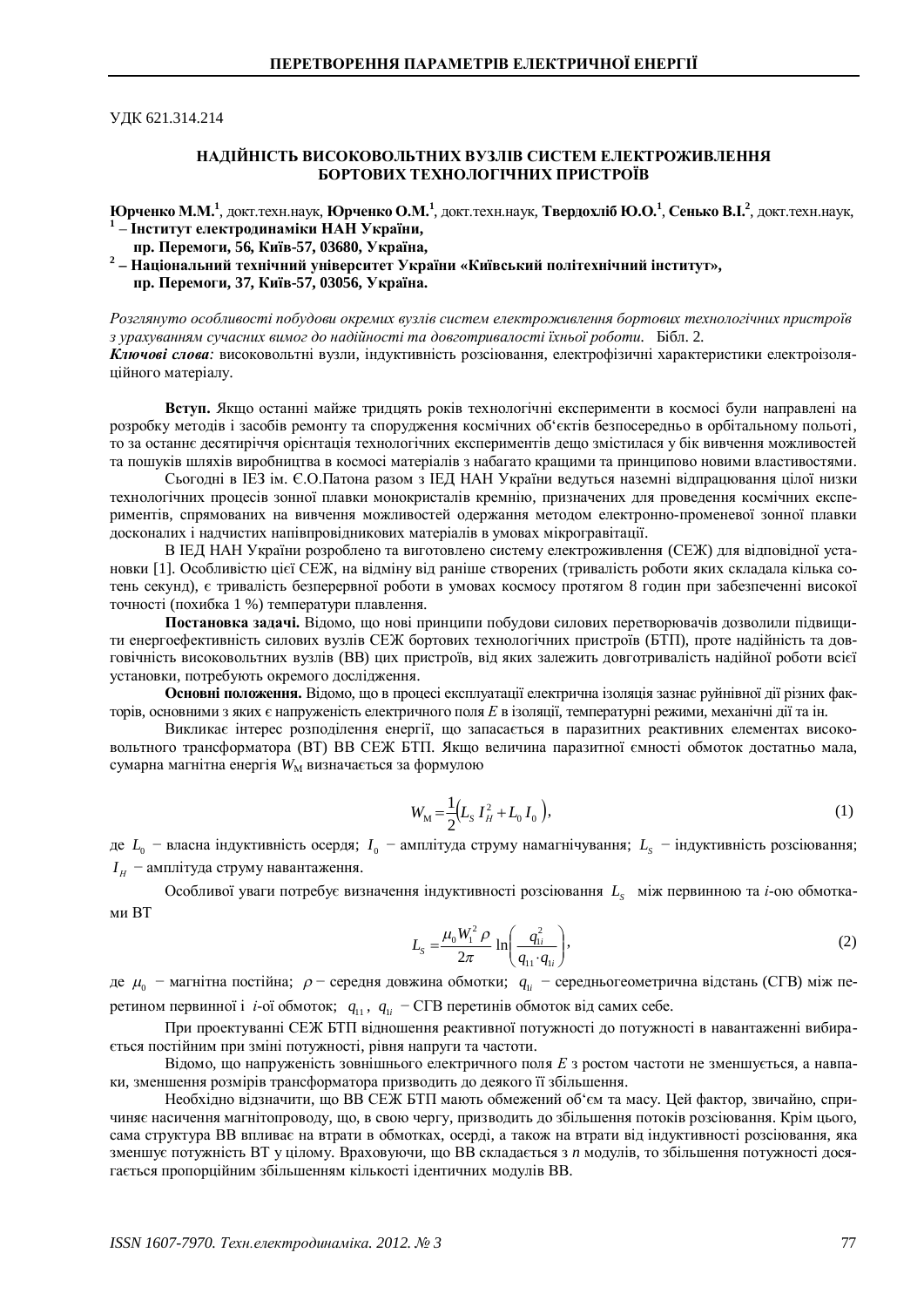УДК 621.314.214

# НАДІЙНІСТЬ ВИСОКОВОЛЬТНИХ ВУЗЛІВ СИСТЕМ ЕЛЕКТРОЖИВЛЕННЯ БОРТОВИХ ТЕХНОЛОГІЧНИХ ПРИСТРОЇВ

**Юрченко М.М.**[1], докт.техн.наук, **Юрченко О.М.**[1], докт.техн.наук, **Твердохліб Ю.О.**[1], **Сенько В.І.**[2], докт.техн.наук,
[1] **– Інститут електродинаміки НАН України,**
**пр. Перемоги, 56, Київ-57, 03680, Україна,**
[2] **– Національний технічний університет України «Київський політехнічний інститут»,**
**пр. Перемоги, 37, Київ-57, 03056, Україна.**

*Розглянуто особливості побудови окремих вузлів систем електроживлення бортових технологічних пристроїв з урахуванням сучасних вимог до надійності та довготривалості їхньої роботи.* Бібл. 2.
***Ключові слова:*** високовольтні вузли, індуктивність розсіювання, електрофізичні характеристики електроізоляційного матеріалу.

**Вступ.** Якщо останні майже тридцять років технологічні експерименти в космосі були направлені на розробку методів і засобів ремонту та спорудження космічних об'єктів безпосередньо в орбітальному польоті, то за останнє десятиріччя орієнтація технологічних експериментів дещо змістилася у бік вивчення можливостей та пошуків шляхів виробництва в космосі матеріалів з набагато кращими та принципово новими властивостями.

Сьогодні в ІЕЗ ім. Є.О.Патона разом з ІЕД НАН України ведуться наземні відпрацювання цілої низки технологічних процесів зонної плавки монокристалів кремнію, призначених для проведення космічних експериментів, спрямованих на вивчення можливостей одержання методом електронно-променевої зонної плавки досконалих і надчистих напівпровідникових матеріалів в умовах мікрогравітації.

В ІЕД НАН України розроблено та виготовлено систему електроживлення (СЕЖ) для відповідної установки [1]. Особливістю цієї СЕЖ, на відміну від раніше створених (тривалість роботи яких складала кілька сотень секунд), є тривалість безперервної роботи в умовах космосу протягом 8 годин при забезпеченні високої точності (похибка 1 %) температури плавлення.

**Постановка задачі.** Відомо, що нові принципи побудови силових перетворювачів дозволили підвищити енергоефективність силових вузлів СЕЖ бортових технологічних пристроїв (БТП), проте надійність та довговічність високовольтних вузлів (ВВ) цих пристроїв, від яких залежить довготривалість надійної роботи всієї установки, потребують окремого дослідження.

**Основні положення.** Відомо, що в процесі експлуатації електрична ізоляція зазнає руйнівної дії різних факторів, основними з яких є напруженість електричного поля *E* в ізоляції, температурні режими, механічні дії та ін.

Викликає інтерес розподілення енергії, що запасається в паразитних реактивних елементах високовольтного трансформатора (ВТ) ВВ СЕЖ БТП. Якщо величина паразитної ємності обмоток достатньо мала, сумарна магнітна енергія $W_М$ визначається за формулою

$$W_М = \frac{1}{2}\left(L_S\, I_H^2 + L_0\, I_0\right), \tag{1}$$

де $L_0$ – власна індуктивність осердя; $I_0$ – амплітуда струму намагнічування; $L_S$ – індуктивність розсіювання; $I_H$ – амплітуда струму навантаження.

Особливої уваги потребує визначення індуктивності розсіювання $L_S$ між первинною та *i*-ою обмотками ВТ

$$L_S = \frac{\mu_0 W_1^2\, \rho}{2\pi}\,\ln\!\left(\frac{q_{1i}^2}{q_{11}\cdot q_{1i}}\right), \tag{2}$$

де $\mu_0$ – магнітна постійна; $\rho$ – середня довжина обмотки; $q_{1i}$ – середньогеометрична відстань (СГВ) між перетином первинної і *i*-ої обмоток; $q_{11}$, $q_{1i}$ – СГВ перетинів обмоток від самих себе.

При проектуванні СЕЖ БТП відношення реактивної потужності до потужності в навантаженні вибирається постійним при зміні потужності, рівня напруги та частоти.

Відомо, що напруженість зовнішнього електричного поля *E* з ростом частоти не зменшується, а навпаки, зменшення розмірів трансформатора призводить до деякого її збільшення.

Необхідно відзначити, що ВВ СЕЖ БТП мають обмежений об'єм та масу. Цей фактор, звичайно, спричиняє насичення магнітопроводу, що, в свою чергу, призводить до збільшення потоків розсіювання. Крім цього, сама структура ВВ впливає на втрати в обмотках, осерді, а також на втрати від індуктивності розсіювання, яка зменшує потужність ВТ у цілому. Враховуючи, що ВВ складається з *n* модулів, то збільшення потужності досягається пропорційним збільшенням кількості ідентичних модулів ВВ.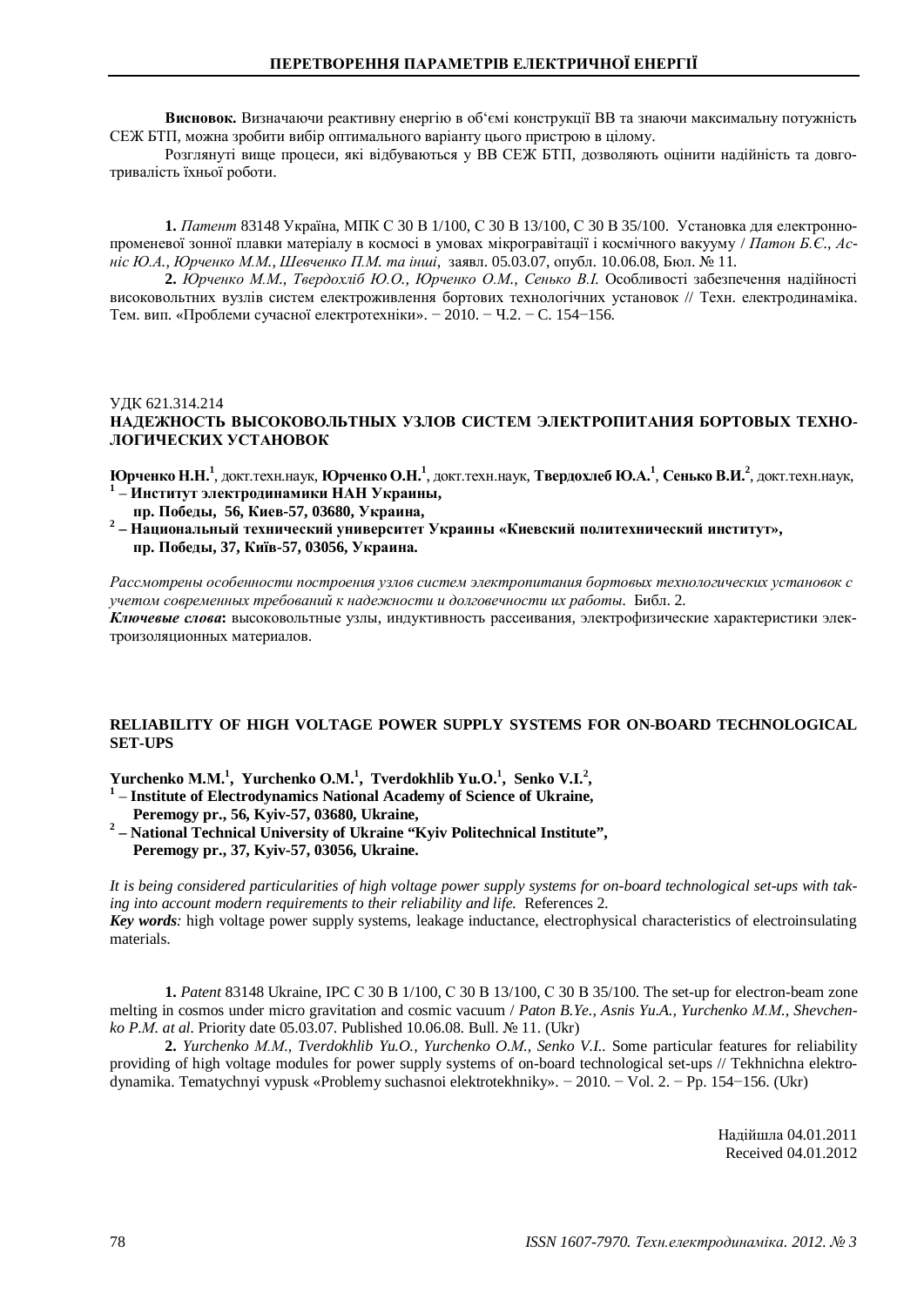**Висновок.** Визначаючи реактивну енергію в об'ємі конструкції ВВ та знаючи максимальну потужність СЕЖ БТП, можна зробити вибір оптимального варіанту цього пристрою в цілому.

Розглянуті вище процеси, які відбуваються у ВВ СЕЖ БТП, дозволяють оцінити надійність та довготривалість їхньої роботи.

**1.** *Патент* 83148 Україна, МПК С 30 В 1/100, С 30 В 13/100, С 30 В 35/100. Установка для електронно-променевої зонної плавки матеріалу в космосі в умовах мікрогравітації і космічного вакууму / *Патон Б.Є., Асніс Ю.А., Юрченко М.М., Шевченко П.М. та інші*, заявл. 05.03.07, опубл. 10.06.08, Бюл. № 11.

**2.** *Юрченко М.М., Твердохліб Ю.О., Юрченко О.М., Сенько В.І.* Особливості забезпечення надійності високовольтних вузлів систем електроживлення бортових технологічних установок // Техн. електродинаміка. Тем. вип. «Проблеми сучасної електротехніки». − 2010. − Ч.2. − С. 154−156.

УДК 621.314.214

**НАДЕЖНОСТЬ ВЫСОКОВОЛЬТНЫХ УЗЛОВ СИСТЕМ ЭЛЕКТРОПИТАНИЯ БОРТОВЫХ ТЕХНОЛОГИЧЕСКИХ УСТАНОВОК**

**Юрченко Н.Н.**[1], докт.техн.наук, **Юрченко О.Н.**[1], докт.техн.наук, **Твердохлеб Ю.А.**[1], **Сенько В.И.**[2], докт.техн.наук,

[1] – **Институт электродинамики НАН Украины,**
**пр. Победы, 56, Киев-57, 03680, Украина,**

[2] – **Национальный технический университет Украины «Киевский политехнический институт»,**
**пр. Победы, 37, Київ-57, 03056, Украина.**

*Рассмотрены особенности построения узлов систем электропитания бортовых технологических установок с учетом современных требований к надежности и долговечности их работы.* Библ. 2.

***Ключевые слова*:** высоковольтные узлы, индуктивность рассеивания, электрофизические характеристики электроизоляционных материалов.

**RELIABILITY OF HIGH VOLTAGE POWER SUPPLY SYSTEMS FOR ON-BOARD TECHNOLOGICAL SET-UPS**

**Yurchenko M.M.**[1], **Yurchenko O.M.**[1], **Tverdokhlib Yu.O.**[1], **Senko V.I.**[2],

[1] – **Institute of Electrodynamics National Academy of Science of Ukraine,**
**Peremogy pr., 56, Kyiv-57, 03680, Ukraine,**

[2] – **National Technical University of Ukraine "Kyiv Politechnical Institute",**
**Peremogy pr., 37, Kyiv-57, 03056, Ukraine.**

*It is being considered particularities of high voltage power supply systems for on-board technological set-ups with taking into account modern requirements to their reliability and life.* References 2.

***Key words**:* high voltage power supply systems, leakage inductance, electrophysical characteristics of electroinsulating materials.

**1.** *Patent* 83148 Ukraine, IPC C 30 B 1/100, C 30 B 13/100, C 30 B 35/100. The set-up for electron-beam zone melting in cosmos under micro gravitation and cosmic vacuum / *Paton B.Ye., Asnis Yu.A., Yurchenko M.M., Shevchenko P.M. at al*. Priority date 05.03.07. Published 10.06.08. Bull. № 11. (Ukr)

**2.** *Yurchenko M.M., Tverdokhlib Yu.O., Yurchenko O.M., Senko V.I.*. Some particular features for reliability providing of high voltage modules for power supply systems of on-board technological set-ups // Tekhnichna elektrodynamika. Tematychnyi vypusk «Problemy suchasnoi elektrotekhniky». − 2010. − Vol. 2. − Pp. 154−156. (Ukr)

Надійшла 04.01.2011
Received 04.01.2012